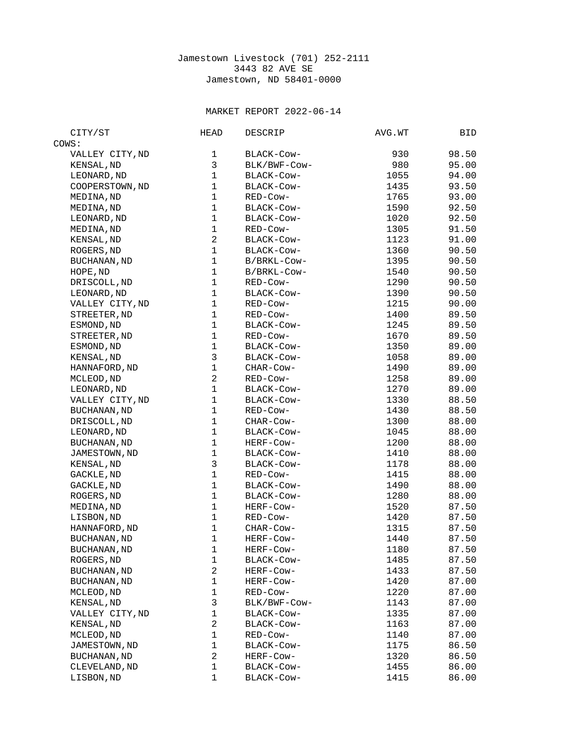Jamestown Livestock (701) 252-2111
3443 82 AVE SE
Jamestown, ND 58401-0000

MARKET REPORT 2022-06-14

| CITY/ST | HEAD | DESCRIP | AVG.WT | BID |
|---|---|---|---|---|
| COWS: | | | | |
| VALLEY CITY,ND | 1 | BLACK-Cow- | 930 | 98.50 |
| KENSAL,ND | 3 | BLK/BWF-Cow- | 980 | 95.00 |
| LEONARD,ND | 1 | BLACK-Cow- | 1055 | 94.00 |
| COOPERSTOWN,ND | 1 | BLACK-Cow- | 1435 | 93.50 |
| MEDINA,ND | 1 | RED-Cow- | 1765 | 93.00 |
| MEDINA,ND | 1 | BLACK-Cow- | 1590 | 92.50 |
| LEONARD,ND | 1 | BLACK-Cow- | 1020 | 92.50 |
| MEDINA,ND | 1 | RED-Cow- | 1305 | 91.50 |
| KENSAL,ND | 2 | BLACK-Cow- | 1123 | 91.00 |
| ROGERS,ND | 1 | BLACK-Cow- | 1360 | 90.50 |
| BUCHANAN,ND | 1 | B/BRKL-Cow- | 1395 | 90.50 |
| HOPE,ND | 1 | B/BRKL-Cow- | 1540 | 90.50 |
| DRISCOLL,ND | 1 | RED-Cow- | 1290 | 90.50 |
| LEONARD,ND | 1 | BLACK-Cow- | 1390 | 90.50 |
| VALLEY CITY,ND | 1 | RED-Cow- | 1215 | 90.00 |
| STREETER,ND | 1 | RED-Cow- | 1400 | 89.50 |
| ESMOND,ND | 1 | BLACK-Cow- | 1245 | 89.50 |
| STREETER,ND | 1 | RED-Cow- | 1670 | 89.50 |
| ESMOND,ND | 1 | BLACK-Cow- | 1350 | 89.00 |
| KENSAL,ND | 3 | BLACK-Cow- | 1058 | 89.00 |
| HANNAFORD,ND | 1 | CHAR-Cow- | 1490 | 89.00 |
| MCLEOD,ND | 2 | RED-Cow- | 1258 | 89.00 |
| LEONARD,ND | 1 | BLACK-Cow- | 1270 | 89.00 |
| VALLEY CITY,ND | 1 | BLACK-Cow- | 1330 | 88.50 |
| BUCHANAN,ND | 1 | RED-Cow- | 1430 | 88.50 |
| DRISCOLL,ND | 1 | CHAR-Cow- | 1300 | 88.00 |
| LEONARD,ND | 1 | BLACK-Cow- | 1045 | 88.00 |
| BUCHANAN,ND | 1 | HERF-Cow- | 1200 | 88.00 |
| JAMESTOWN,ND | 1 | BLACK-Cow- | 1410 | 88.00 |
| KENSAL,ND | 3 | BLACK-Cow- | 1178 | 88.00 |
| GACKLE,ND | 1 | RED-Cow- | 1415 | 88.00 |
| GACKLE,ND | 1 | BLACK-Cow- | 1490 | 88.00 |
| ROGERS,ND | 1 | BLACK-Cow- | 1280 | 88.00 |
| MEDINA,ND | 1 | HERF-Cow- | 1520 | 87.50 |
| LISBON,ND | 1 | RED-Cow- | 1420 | 87.50 |
| HANNAFORD,ND | 1 | CHAR-Cow- | 1315 | 87.50 |
| BUCHANAN,ND | 1 | HERF-Cow- | 1440 | 87.50 |
| BUCHANAN,ND | 1 | HERF-Cow- | 1180 | 87.50 |
| ROGERS,ND | 1 | BLACK-Cow- | 1485 | 87.50 |
| BUCHANAN,ND | 2 | HERF-Cow- | 1433 | 87.50 |
| BUCHANAN,ND | 1 | HERF-Cow- | 1420 | 87.00 |
| MCLEOD,ND | 1 | RED-Cow- | 1220 | 87.00 |
| KENSAL,ND | 3 | BLK/BWF-Cow- | 1143 | 87.00 |
| VALLEY CITY,ND | 1 | BLACK-Cow- | 1335 | 87.00 |
| KENSAL,ND | 2 | BLACK-Cow- | 1163 | 87.00 |
| MCLEOD,ND | 1 | RED-Cow- | 1140 | 87.00 |
| JAMESTOWN,ND | 1 | BLACK-Cow- | 1175 | 86.50 |
| BUCHANAN,ND | 2 | HERF-Cow- | 1320 | 86.50 |
| CLEVELAND,ND | 1 | BLACK-Cow- | 1455 | 86.00 |
| LISBON,ND | 1 | BLACK-Cow- | 1415 | 86.00 |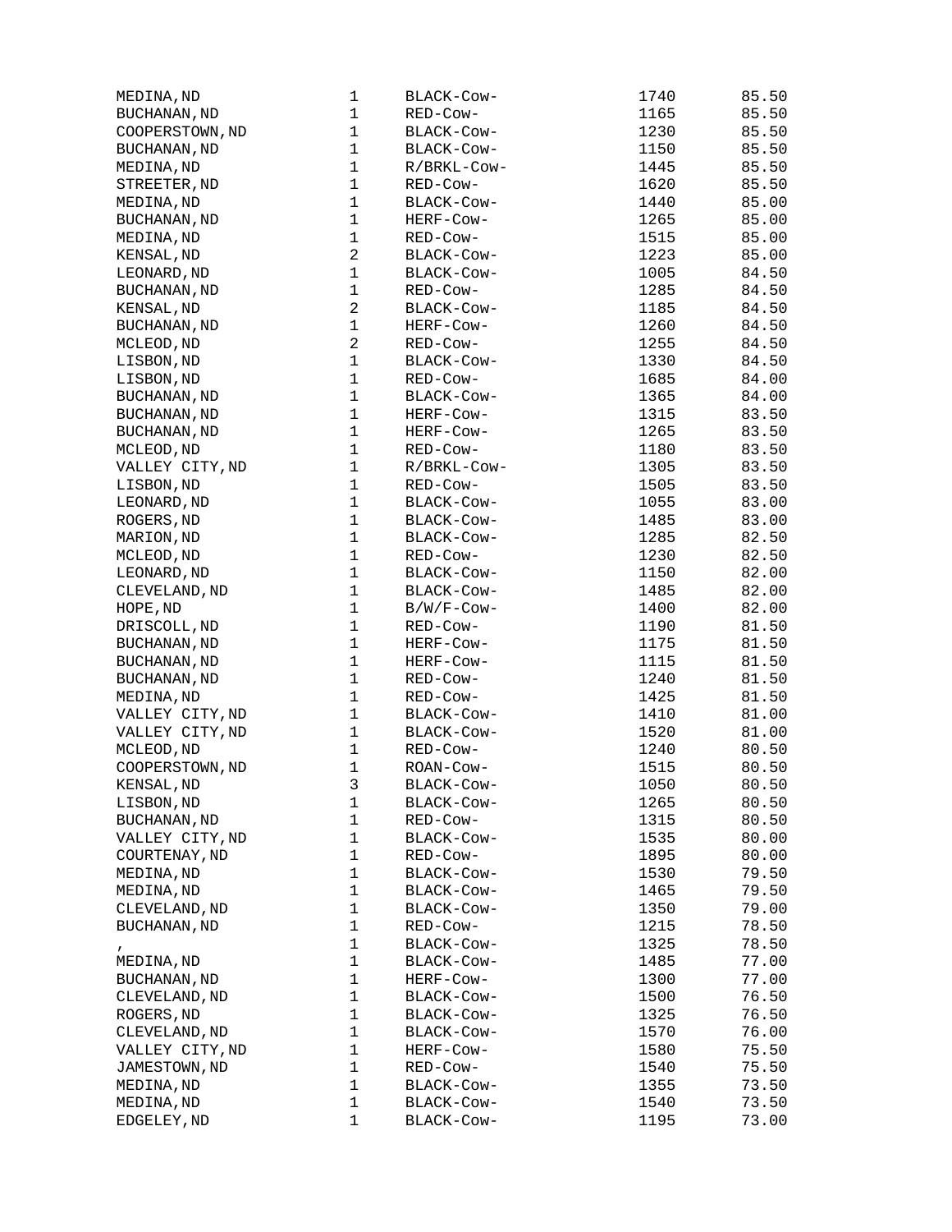| | | | | |
|---|---|---|---|---|
| MEDINA,ND | 1 | BLACK-Cow- | 1740 | 85.50 |
| BUCHANAN,ND | 1 | RED-Cow- | 1165 | 85.50 |
| COOPERSTOWN,ND | 1 | BLACK-Cow- | 1230 | 85.50 |
| BUCHANAN,ND | 1 | BLACK-Cow- | 1150 | 85.50 |
| MEDINA,ND | 1 | R/BRKL-Cow- | 1445 | 85.50 |
| STREETER,ND | 1 | RED-Cow- | 1620 | 85.50 |
| MEDINA,ND | 1 | BLACK-Cow- | 1440 | 85.00 |
| BUCHANAN,ND | 1 | HERF-Cow- | 1265 | 85.00 |
| MEDINA,ND | 1 | RED-Cow- | 1515 | 85.00 |
| KENSAL,ND | 2 | BLACK-Cow- | 1223 | 85.00 |
| LEONARD,ND | 1 | BLACK-Cow- | 1005 | 84.50 |
| BUCHANAN,ND | 1 | RED-Cow- | 1285 | 84.50 |
| KENSAL,ND | 2 | BLACK-Cow- | 1185 | 84.50 |
| BUCHANAN,ND | 1 | HERF-Cow- | 1260 | 84.50 |
| MCLEOD,ND | 2 | RED-Cow- | 1255 | 84.50 |
| LISBON,ND | 1 | BLACK-Cow- | 1330 | 84.50 |
| LISBON,ND | 1 | RED-Cow- | 1685 | 84.00 |
| BUCHANAN,ND | 1 | BLACK-Cow- | 1365 | 84.00 |
| BUCHANAN,ND | 1 | HERF-Cow- | 1315 | 83.50 |
| BUCHANAN,ND | 1 | HERF-Cow- | 1265 | 83.50 |
| MCLEOD,ND | 1 | RED-Cow- | 1180 | 83.50 |
| VALLEY CITY,ND | 1 | R/BRKL-Cow- | 1305 | 83.50 |
| LISBON,ND | 1 | RED-Cow- | 1505 | 83.50 |
| LEONARD,ND | 1 | BLACK-Cow- | 1055 | 83.00 |
| ROGERS,ND | 1 | BLACK-Cow- | 1485 | 83.00 |
| MARION,ND | 1 | BLACK-Cow- | 1285 | 82.50 |
| MCLEOD,ND | 1 | RED-Cow- | 1230 | 82.50 |
| LEONARD,ND | 1 | BLACK-Cow- | 1150 | 82.00 |
| CLEVELAND,ND | 1 | BLACK-Cow- | 1485 | 82.00 |
| HOPE,ND | 1 | B/W/F-Cow- | 1400 | 82.00 |
| DRISCOLL,ND | 1 | RED-Cow- | 1190 | 81.50 |
| BUCHANAN,ND | 1 | HERF-Cow- | 1175 | 81.50 |
| BUCHANAN,ND | 1 | HERF-Cow- | 1115 | 81.50 |
| BUCHANAN,ND | 1 | RED-Cow- | 1240 | 81.50 |
| MEDINA,ND | 1 | RED-Cow- | 1425 | 81.50 |
| VALLEY CITY,ND | 1 | BLACK-Cow- | 1410 | 81.00 |
| VALLEY CITY,ND | 1 | BLACK-Cow- | 1520 | 81.00 |
| MCLEOD,ND | 1 | RED-Cow- | 1240 | 80.50 |
| COOPERSTOWN,ND | 1 | ROAN-Cow- | 1515 | 80.50 |
| KENSAL,ND | 3 | BLACK-Cow- | 1050 | 80.50 |
| LISBON,ND | 1 | BLACK-Cow- | 1265 | 80.50 |
| BUCHANAN,ND | 1 | RED-Cow- | 1315 | 80.50 |
| VALLEY CITY,ND | 1 | BLACK-Cow- | 1535 | 80.00 |
| COURTENAY,ND | 1 | RED-Cow- | 1895 | 80.00 |
| MEDINA,ND | 1 | BLACK-Cow- | 1530 | 79.50 |
| MEDINA,ND | 1 | BLACK-Cow- | 1465 | 79.50 |
| CLEVELAND,ND | 1 | BLACK-Cow- | 1350 | 79.00 |
| BUCHANAN,ND | 1 | RED-Cow- | 1215 | 78.50 |
| , | 1 | BLACK-Cow- | 1325 | 78.50 |
| MEDINA,ND | 1 | BLACK-Cow- | 1485 | 77.00 |
| BUCHANAN,ND | 1 | HERF-Cow- | 1300 | 77.00 |
| CLEVELAND,ND | 1 | BLACK-Cow- | 1500 | 76.50 |
| ROGERS,ND | 1 | BLACK-Cow- | 1325 | 76.50 |
| CLEVELAND,ND | 1 | BLACK-Cow- | 1570 | 76.00 |
| VALLEY CITY,ND | 1 | HERF-Cow- | 1580 | 75.50 |
| JAMESTOWN,ND | 1 | RED-Cow- | 1540 | 75.50 |
| MEDINA,ND | 1 | BLACK-Cow- | 1355 | 73.50 |
| MEDINA,ND | 1 | BLACK-Cow- | 1540 | 73.50 |
| EDGELEY,ND | 1 | BLACK-Cow- | 1195 | 73.00 |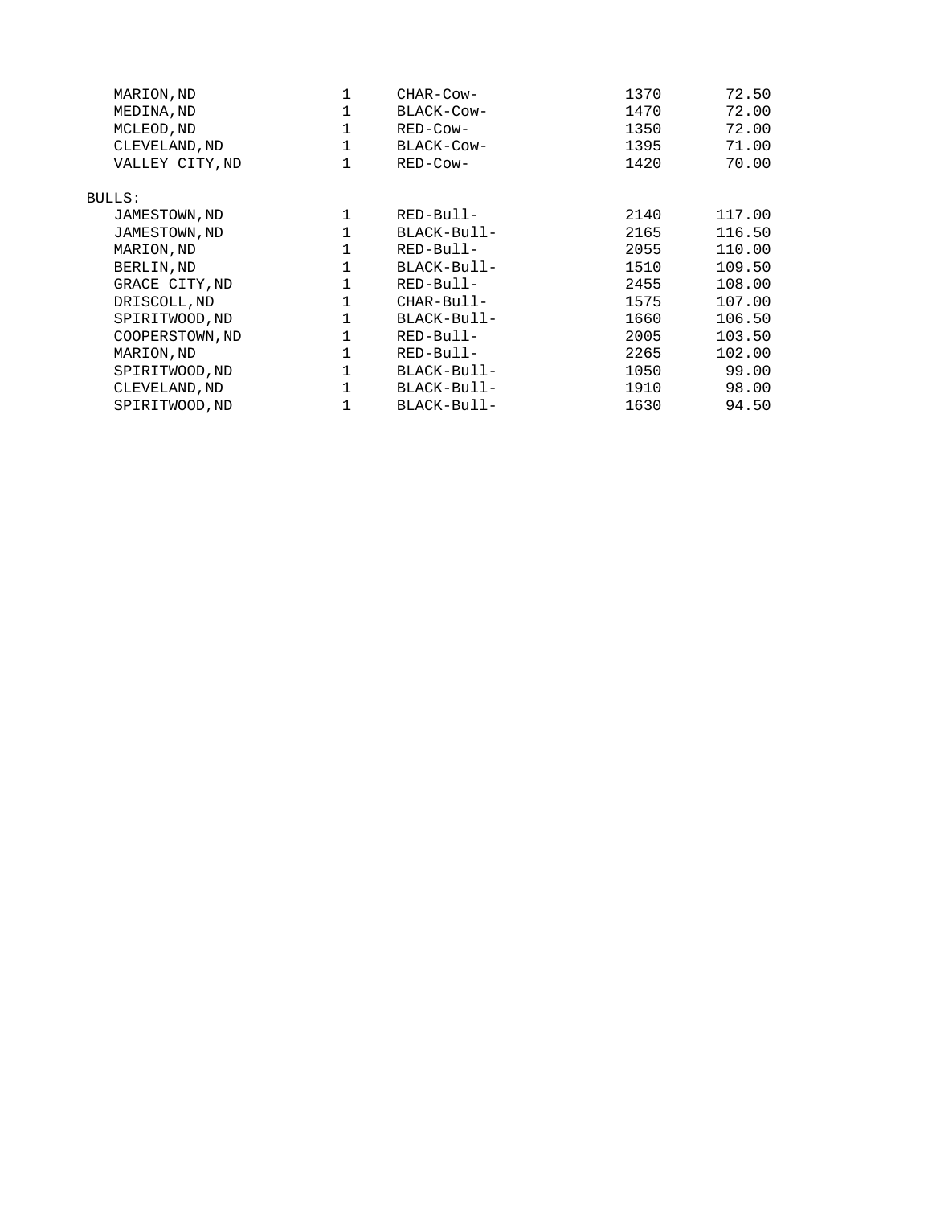| | | | | |
|---|---|---|---|---|
| MARION,ND | 1 | CHAR-Cow- | 1370 | 72.50 |
| MEDINA,ND | 1 | BLACK-Cow- | 1470 | 72.00 |
| MCLEOD,ND | 1 | RED-Cow- | 1350 | 72.00 |
| CLEVELAND,ND | 1 | BLACK-Cow- | 1395 | 71.00 |
| VALLEY CITY,ND | 1 | RED-Cow- | 1420 | 70.00 |

BULLS:

| | | | | |
|---|---|---|---|---|
| JAMESTOWN,ND | 1 | RED-Bull- | 2140 | 117.00 |
| JAMESTOWN,ND | 1 | BLACK-Bull- | 2165 | 116.50 |
| MARION,ND | 1 | RED-Bull- | 2055 | 110.00 |
| BERLIN,ND | 1 | BLACK-Bull- | 1510 | 109.50 |
| GRACE CITY,ND | 1 | RED-Bull- | 2455 | 108.00 |
| DRISCOLL,ND | 1 | CHAR-Bull- | 1575 | 107.00 |
| SPIRITWOOD,ND | 1 | BLACK-Bull- | 1660 | 106.50 |
| COOPERSTOWN,ND | 1 | RED-Bull- | 2005 | 103.50 |
| MARION,ND | 1 | RED-Bull- | 2265 | 102.00 |
| SPIRITWOOD,ND | 1 | BLACK-Bull- | 1050 | 99.00 |
| CLEVELAND,ND | 1 | BLACK-Bull- | 1910 | 98.00 |
| SPIRITWOOD,ND | 1 | BLACK-Bull- | 1630 | 94.50 |